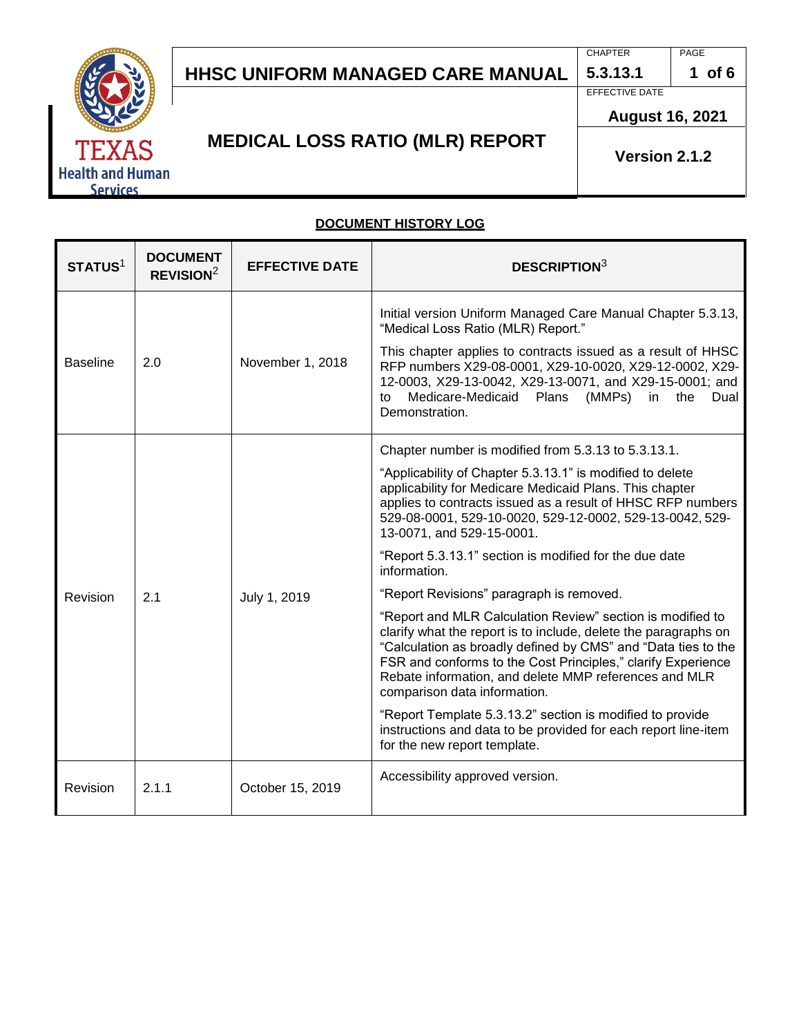# HHSC UNIFORM MANAGED CARE MANUAL

| CHAPTER | PAGE |
| --- | --- |
| 5.3.13.1 | 1 of 6 |
| EFFECTIVE DATE | |
| August 16, 2021 | |
| Version 2.1.2 | |

## MEDICAL LOSS RATIO (MLR) REPORT

**DOCUMENT HISTORY LOG**

| STATUS[1] | DOCUMENT REVISION[2] | EFFECTIVE DATE | DESCRIPTION[3] |
| --- | --- | --- | --- |
| Baseline | 2.0 | November 1, 2018 | Initial version Uniform Managed Care Manual Chapter 5.3.13, "Medical Loss Ratio (MLR) Report." This chapter applies to contracts issued as a result of HHSC RFP numbers X29-08-0001, X29-10-0020, X29-12-0002, X29-12-0003, X29-13-0042, X29-13-0071, and X29-15-0001; and to Medicare-Medicaid Plans (MMPs) in the Dual Demonstration. |
| Revision | 2.1 | July 1, 2019 | Chapter number is modified from 5.3.13 to 5.3.13.1. "Applicability of Chapter 5.3.13.1" is modified to delete applicability for Medicare Medicaid Plans. This chapter applies to contracts issued as a result of HHSC RFP numbers 529-08-0001, 529-10-0020, 529-12-0002, 529-13-0042, 529-13-0071, and 529-15-0001. "Report 5.3.13.1" section is modified for the due date information. "Report Revisions" paragraph is removed. "Report and MLR Calculation Review" section is modified to clarify what the report is to include, delete the paragraphs on "Calculation as broadly defined by CMS" and "Data ties to the FSR and conforms to the Cost Principles," clarify Experience Rebate information, and delete MMP references and MLR comparison data information. "Report Template 5.3.13.2" section is modified to provide instructions and data to be provided for each report line-item for the new report template. |
| Revision | 2.1.1 | October 15, 2019 | Accessibility approved version. |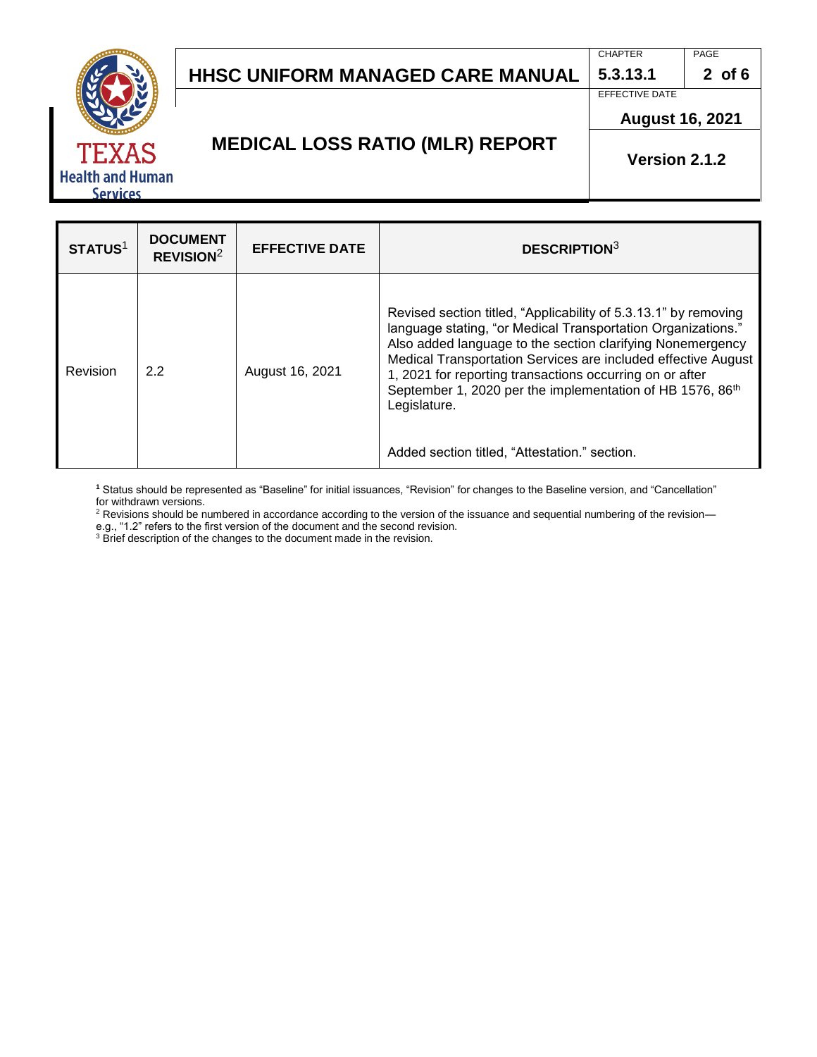| STATUS[1] | DOCUMENT REVISION[2] | EFFECTIVE DATE | DESCRIPTION[3] |
|---|---|---|---|
| Revision | 2.2 | August 16, 2021 | Revised section titled, "Applicability of 5.3.13.1" by removing language stating, "or Medical Transportation Organizations." Also added language to the section clarifying Nonemergency Medical Transportation Services are included effective August 1, 2021 for reporting transactions occurring on or after September 1, 2020 per the implementation of HB 1576, 86th Legislature.<br><br>Added section titled, "Attestation." section. |

[1] Status should be represented as "Baseline" for initial issuances, "Revision" for changes to the Baseline version, and "Cancellation" for withdrawn versions.

[2] Revisions should be numbered in accordance according to the version of the issuance and sequential numbering of the revision—e.g., "1.2" refers to the first version of the document and the second revision.

[3] Brief description of the changes to the document made in the revision.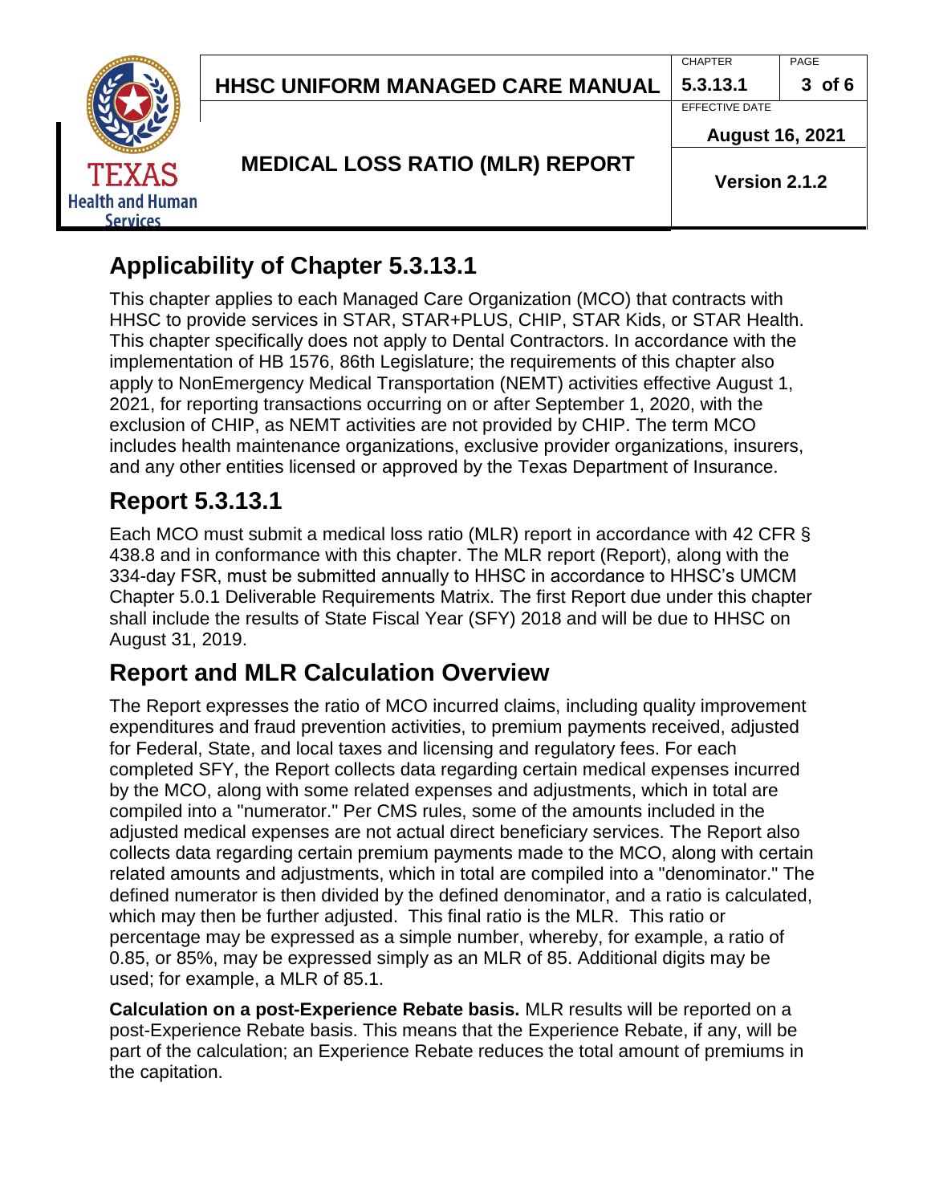## Applicability of Chapter 5.3.13.1

This chapter applies to each Managed Care Organization (MCO) that contracts with HHSC to provide services in STAR, STAR+PLUS, CHIP, STAR Kids, or STAR Health. This chapter specifically does not apply to Dental Contractors. In accordance with the implementation of HB 1576, 86th Legislature; the requirements of this chapter also apply to NonEmergency Medical Transportation (NEMT) activities effective August 1, 2021, for reporting transactions occurring on or after September 1, 2020, with the exclusion of CHIP, as NEMT activities are not provided by CHIP. The term MCO includes health maintenance organizations, exclusive provider organizations, insurers, and any other entities licensed or approved by the Texas Department of Insurance.

## Report 5.3.13.1

Each MCO must submit a medical loss ratio (MLR) report in accordance with 42 CFR § 438.8 and in conformance with this chapter. The MLR report (Report), along with the 334-day FSR, must be submitted annually to HHSC in accordance to HHSC's UMCM Chapter 5.0.1 Deliverable Requirements Matrix. The first Report due under this chapter shall include the results of State Fiscal Year (SFY) 2018 and will be due to HHSC on August 31, 2019.

## Report and MLR Calculation Overview

The Report expresses the ratio of MCO incurred claims, including quality improvement expenditures and fraud prevention activities, to premium payments received, adjusted for Federal, State, and local taxes and licensing and regulatory fees. For each completed SFY, the Report collects data regarding certain medical expenses incurred by the MCO, along with some related expenses and adjustments, which in total are compiled into a "numerator." Per CMS rules, some of the amounts included in the adjusted medical expenses are not actual direct beneficiary services. The Report also collects data regarding certain premium payments made to the MCO, along with certain related amounts and adjustments, which in total are compiled into a "denominator." The defined numerator is then divided by the defined denominator, and a ratio is calculated, which may then be further adjusted. This final ratio is the MLR. This ratio or percentage may be expressed as a simple number, whereby, for example, a ratio of 0.85, or 85%, may be expressed simply as an MLR of 85. Additional digits may be used; for example, a MLR of 85.1.

**Calculation on a post-Experience Rebate basis.** MLR results will be reported on a post-Experience Rebate basis. This means that the Experience Rebate, if any, will be part of the calculation; an Experience Rebate reduces the total amount of premiums in the capitation.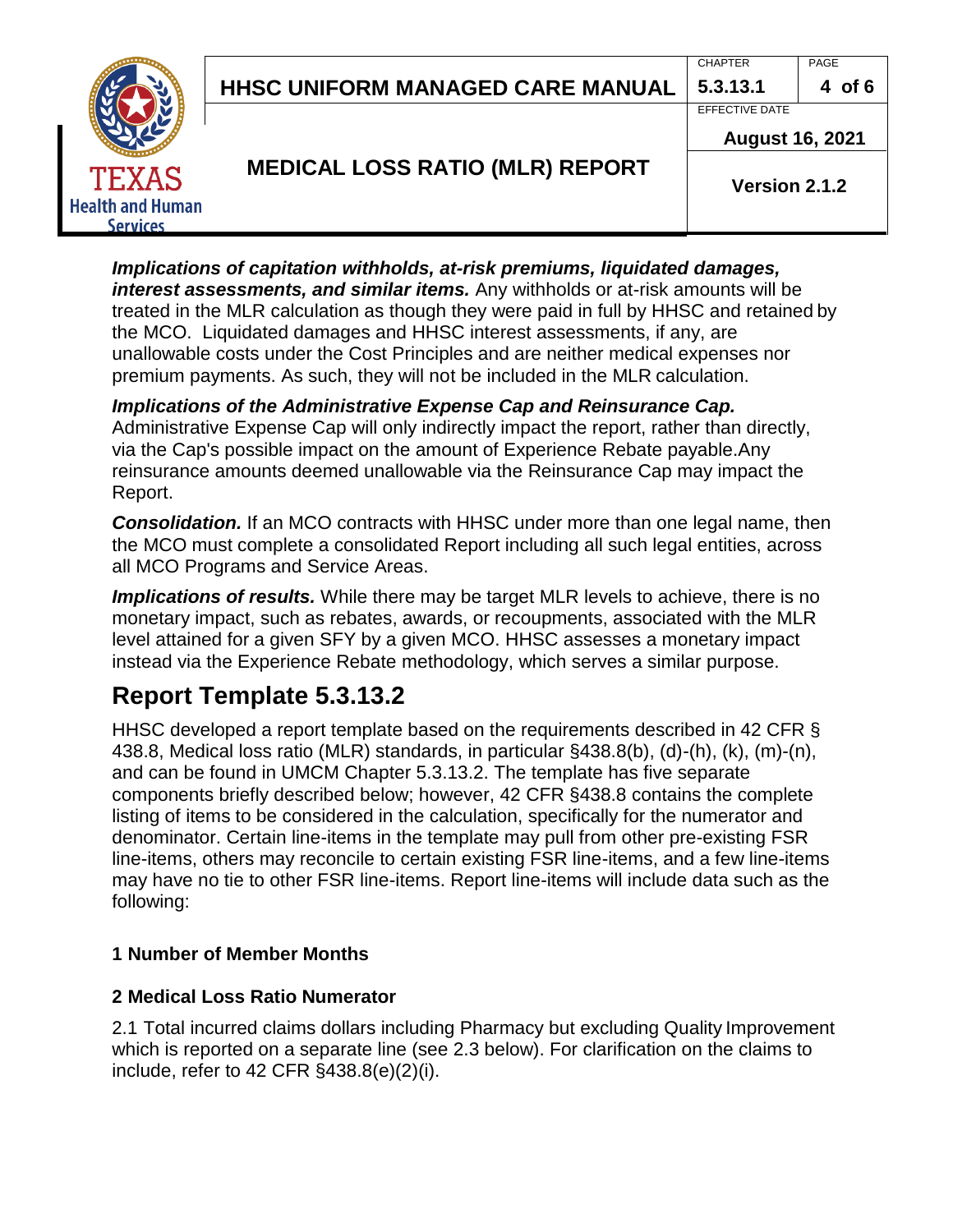***Implications of capitation withholds, at-risk premiums, liquidated damages, interest assessments, and similar items.*** Any withholds or at-risk amounts will be treated in the MLR calculation as though they were paid in full by HHSC and retained by the MCO. Liquidated damages and HHSC interest assessments, if any, are unallowable costs under the Cost Principles and are neither medical expenses nor premium payments. As such, they will not be included in the MLR calculation.

***Implications of the Administrative Expense Cap and Reinsurance Cap.*** Administrative Expense Cap will only indirectly impact the report, rather than directly, via the Cap's possible impact on the amount of Experience Rebate payable.Any reinsurance amounts deemed unallowable via the Reinsurance Cap may impact the Report.

***Consolidation.*** If an MCO contracts with HHSC under more than one legal name, then the MCO must complete a consolidated Report including all such legal entities, across all MCO Programs and Service Areas.

***Implications of results.*** While there may be target MLR levels to achieve, there is no monetary impact, such as rebates, awards, or recoupments, associated with the MLR level attained for a given SFY by a given MCO. HHSC assesses a monetary impact instead via the Experience Rebate methodology, which serves a similar purpose.

# Report Template 5.3.13.2

HHSC developed a report template based on the requirements described in 42 CFR § 438.8, Medical loss ratio (MLR) standards, in particular §438.8(b), (d)-(h), (k), (m)-(n), and can be found in UMCM Chapter 5.3.13.2. The template has five separate components briefly described below; however, 42 CFR §438.8 contains the complete listing of items to be considered in the calculation, specifically for the numerator and denominator. Certain line-items in the template may pull from other pre-existing FSR line-items, others may reconcile to certain existing FSR line-items, and a few line-items may have no tie to other FSR line-items. Report line-items will include data such as the following:

**1 Number of Member Months**

**2 Medical Loss Ratio Numerator**

2.1 Total incurred claims dollars including Pharmacy but excluding Quality Improvement which is reported on a separate line (see 2.3 below). For clarification on the claims to include, refer to 42 CFR §438.8(e)(2)(i).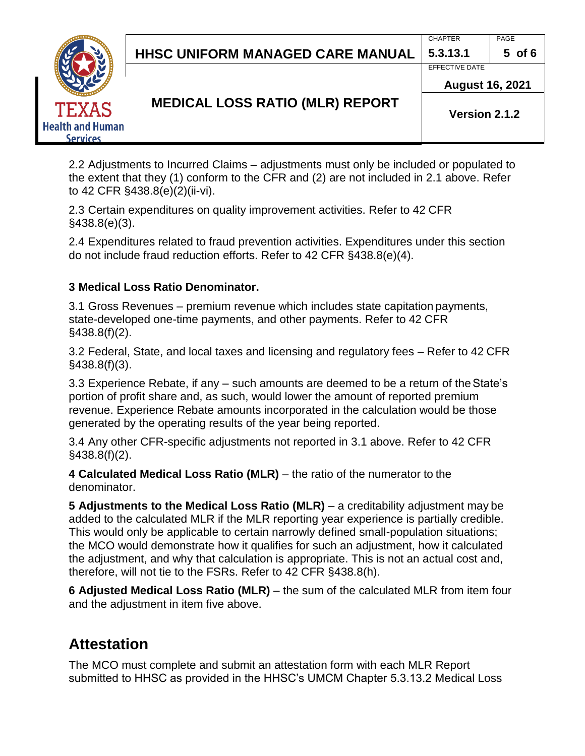2.2 Adjustments to Incurred Claims – adjustments must only be included or populated to the extent that they (1) conform to the CFR and (2) are not included in 2.1 above. Refer to 42 CFR §438.8(e)(2)(ii-vi).

2.3 Certain expenditures on quality improvement activities. Refer to 42 CFR §438.8(e)(3).

2.4 Expenditures related to fraud prevention activities. Expenditures under this section do not include fraud reduction efforts. Refer to 42 CFR §438.8(e)(4).

**3 Medical Loss Ratio Denominator.**

3.1 Gross Revenues – premium revenue which includes state capitation payments, state-developed one-time payments, and other payments. Refer to 42 CFR §438.8(f)(2).

3.2 Federal, State, and local taxes and licensing and regulatory fees – Refer to 42 CFR §438.8(f)(3).

3.3 Experience Rebate, if any – such amounts are deemed to be a return of the State's portion of profit share and, as such, would lower the amount of reported premium revenue. Experience Rebate amounts incorporated in the calculation would be those generated by the operating results of the year being reported.

3.4 Any other CFR-specific adjustments not reported in 3.1 above. Refer to 42 CFR §438.8(f)(2).

**4 Calculated Medical Loss Ratio (MLR)** – the ratio of the numerator to the denominator.

**5 Adjustments to the Medical Loss Ratio (MLR)** – a creditability adjustment may be added to the calculated MLR if the MLR reporting year experience is partially credible. This would only be applicable to certain narrowly defined small-population situations; the MCO would demonstrate how it qualifies for such an adjustment, how it calculated the adjustment, and why that calculation is appropriate. This is not an actual cost and, therefore, will not tie to the FSRs. Refer to 42 CFR §438.8(h).

**6 Adjusted Medical Loss Ratio (MLR)** – the sum of the calculated MLR from item four and the adjustment in item five above.

## Attestation

The MCO must complete and submit an attestation form with each MLR Report submitted to HHSC as provided in the HHSC's UMCM Chapter 5.3.13.2 Medical Loss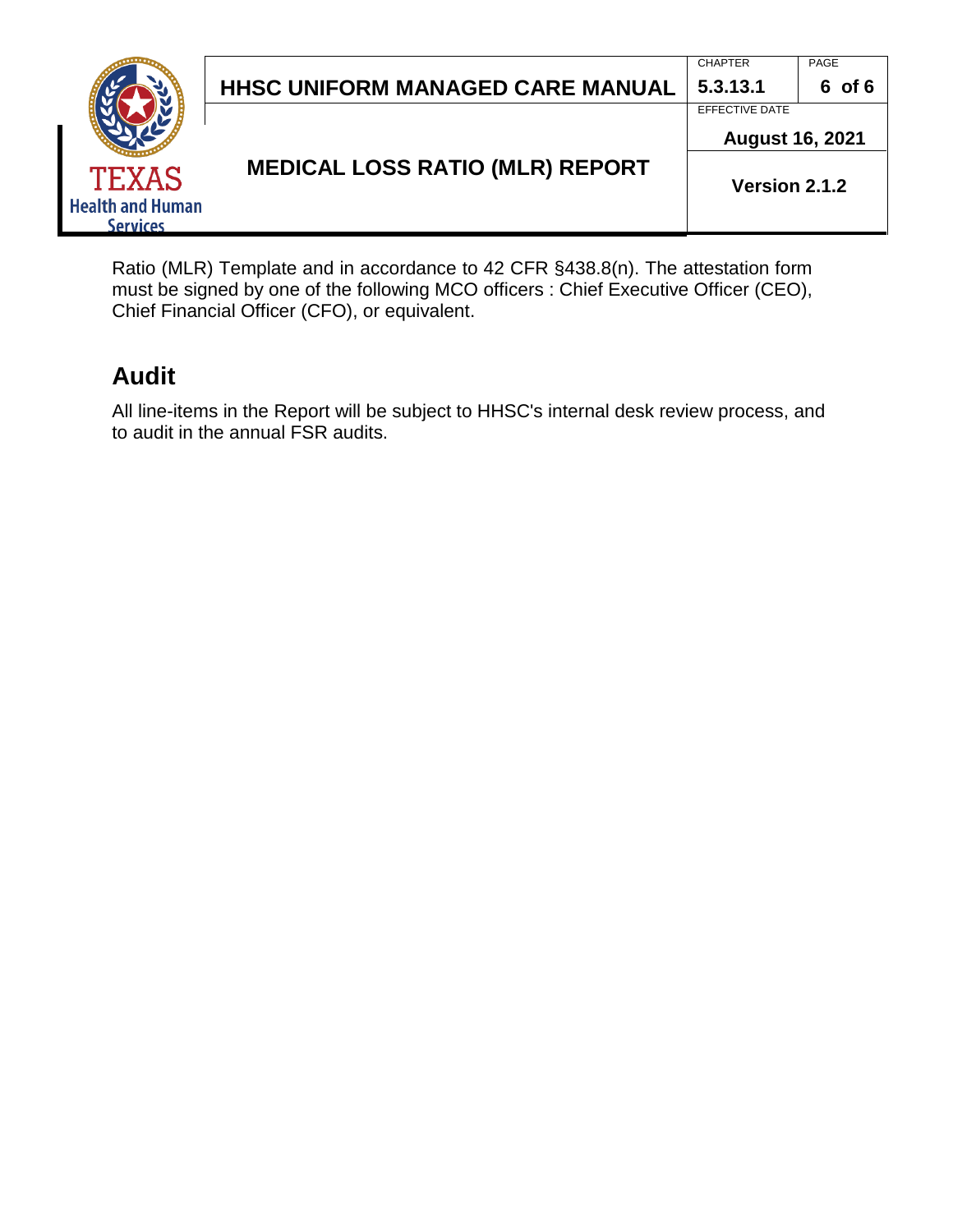Ratio (MLR) Template and in accordance to 42 CFR §438.8(n). The attestation form must be signed by one of the following MCO officers : Chief Executive Officer (CEO), Chief Financial Officer (CFO), or equivalent.

## Audit

All line-items in the Report will be subject to HHSC's internal desk review process, and to audit in the annual FSR audits.